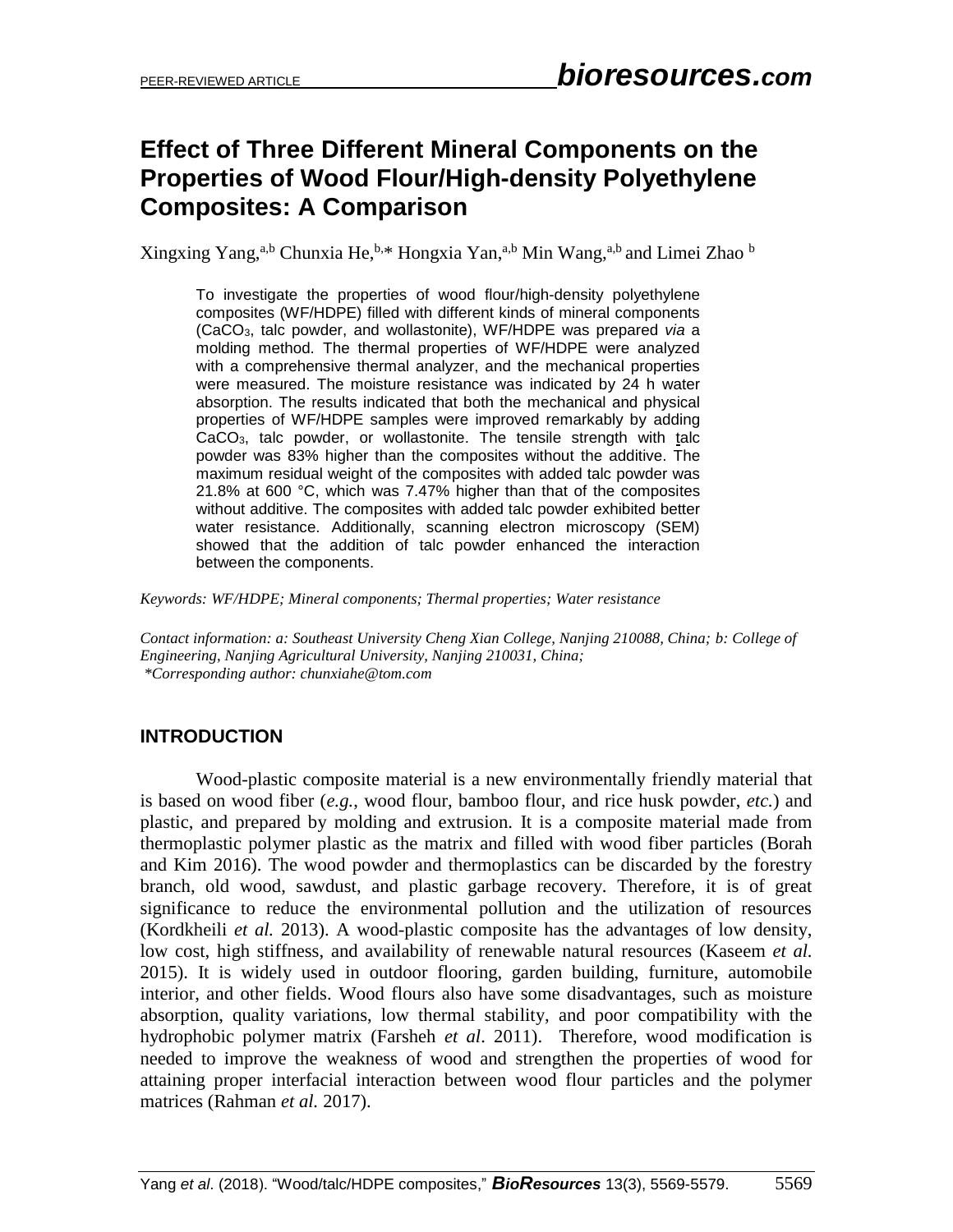# Effect of Three Different Mineral Components on the Properties of Wood Flour/High-density Polyethylene Composites: A Comparison

Xingxing Yang,[a,b] Chunxia He,[b,*] Hongxia Yan,[a,b] Min Wang,[a,b] and Limei Zhao [b]

To investigate the properties of wood flour/high-density polyethylene composites (WF/HDPE) filled with different kinds of mineral components ($CaCO_3$, talc powder, and wollastonite), WF/HDPE was prepared *via* a molding method. The thermal properties of WF/HDPE were analyzed with a comprehensive thermal analyzer, and the mechanical properties were measured. The moisture resistance was indicated by 24 h water absorption. The results indicated that both the mechanical and physical properties of WF/HDPE samples were improved remarkably by adding $CaCO_3$, talc powder, or wollastonite. The tensile strength with talc powder was 83% higher than the composites without the additive. The maximum residual weight of the composites with added talc powder was 21.8% at 600 °C, which was 7.47% higher than that of the composites without additive. The composites with added talc powder exhibited better water resistance. Additionally, scanning electron microscopy (SEM) showed that the addition of talc powder enhanced the interaction between the components.

*Keywords: WF/HDPE; Mineral components; Thermal properties; Water resistance*

*Contact information: a: Southeast University Cheng Xian College, Nanjing 210088, China; b: College of Engineering, Nanjing Agricultural University, Nanjing 210031, China;*
*\*Corresponding author: chunxiahe@tom.com*

## INTRODUCTION

Wood-plastic composite material is a new environmentally friendly material that is based on wood fiber (*e.g.*, wood flour, bamboo flour, and rice husk powder, *etc.*) and plastic, and prepared by molding and extrusion. It is a composite material made from thermoplastic polymer plastic as the matrix and filled with wood fiber particles (Borah and Kim 2016). The wood powder and thermoplastics can be discarded by the forestry branch, old wood, sawdust, and plastic garbage recovery. Therefore, it is of great significance to reduce the environmental pollution and the utilization of resources (Kordkheili *et al.* 2013). A wood-plastic composite has the advantages of low density, low cost, high stiffness, and availability of renewable natural resources (Kaseem *et al.* 2015). It is widely used in outdoor flooring, garden building, furniture, automobile interior, and other fields. Wood flours also have some disadvantages, such as moisture absorption, quality variations, low thermal stability, and poor compatibility with the hydrophobic polymer matrix (Farsheh *et al*. 2011). Therefore, wood modification is needed to improve the weakness of wood and strengthen the properties of wood for attaining proper interfacial interaction between wood flour particles and the polymer matrices (Rahman *et al.* 2017).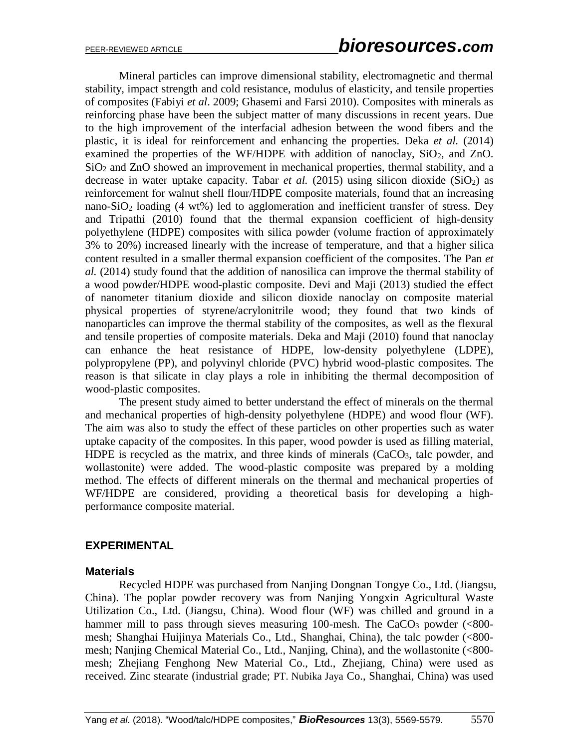Mineral particles can improve dimensional stability, electromagnetic and thermal stability, impact strength and cold resistance, modulus of elasticity, and tensile properties of composites (Fabiyi *et al*. 2009; Ghasemi and Farsi 2010). Composites with minerals as reinforcing phase have been the subject matter of many discussions in recent years. Due to the high improvement of the interfacial adhesion between the wood fibers and the plastic, it is ideal for reinforcement and enhancing the properties. Deka *et al.* (2014) examined the properties of the WF/HDPE with addition of nanoclay, $SiO_2$, and ZnO. $SiO_2$ and ZnO showed an improvement in mechanical properties, thermal stability, and a decrease in water uptake capacity. Tabar *et al.* (2015) using silicon dioxide ($SiO_2$) as reinforcement for walnut shell flour/HDPE composite materials, found that an increasing nano-$SiO_2$ loading (4 wt%) led to agglomeration and inefficient transfer of stress. Dey and Tripathi (2010) found that the thermal expansion coefficient of high-density polyethylene (HDPE) composites with silica powder (volume fraction of approximately 3% to 20%) increased linearly with the increase of temperature, and that a higher silica content resulted in a smaller thermal expansion coefficient of the composites. The Pan *et al.* (2014) study found that the addition of nanosilica can improve the thermal stability of a wood powder/HDPE wood-plastic composite. Devi and Maji (2013) studied the effect of nanometer titanium dioxide and silicon dioxide nanoclay on composite material physical properties of styrene/acrylonitrile wood; they found that two kinds of nanoparticles can improve the thermal stability of the composites, as well as the flexural and tensile properties of composite materials. Deka and Maji (2010) found that nanoclay can enhance the heat resistance of HDPE, low-density polyethylene (LDPE), polypropylene (PP), and polyvinyl chloride (PVC) hybrid wood-plastic composites. The reason is that silicate in clay plays a role in inhibiting the thermal decomposition of wood-plastic composites.

The present study aimed to better understand the effect of minerals on the thermal and mechanical properties of high-density polyethylene (HDPE) and wood flour (WF). The aim was also to study the effect of these particles on other properties such as water uptake capacity of the composites. In this paper, wood powder is used as filling material, HDPE is recycled as the matrix, and three kinds of minerals ($CaCO_3$, talc powder, and wollastonite) were added. The wood-plastic composite was prepared by a molding method. The effects of different minerals on the thermal and mechanical properties of WF/HDPE are considered, providing a theoretical basis for developing a high-performance composite material.

## EXPERIMENTAL

### Materials

Recycled HDPE was purchased from Nanjing Dongnan Tongye Co., Ltd. (Jiangsu, China). The poplar powder recovery was from Nanjing Yongxin Agricultural Waste Utilization Co., Ltd. (Jiangsu, China). Wood flour (WF) was chilled and ground in a hammer mill to pass through sieves measuring 100-mesh. The $CaCO_3$ powder (<800-mesh; Shanghai Huijinya Materials Co., Ltd., Shanghai, China), the talc powder (<800-mesh; Nanjing Chemical Material Co., Ltd., Nanjing, China), and the wollastonite (<800-mesh; Zhejiang Fenghong New Material Co., Ltd., Zhejiang, China) were used as received. Zinc stearate (industrial grade; PT. Nubika Jaya Co., Shanghai, China) was used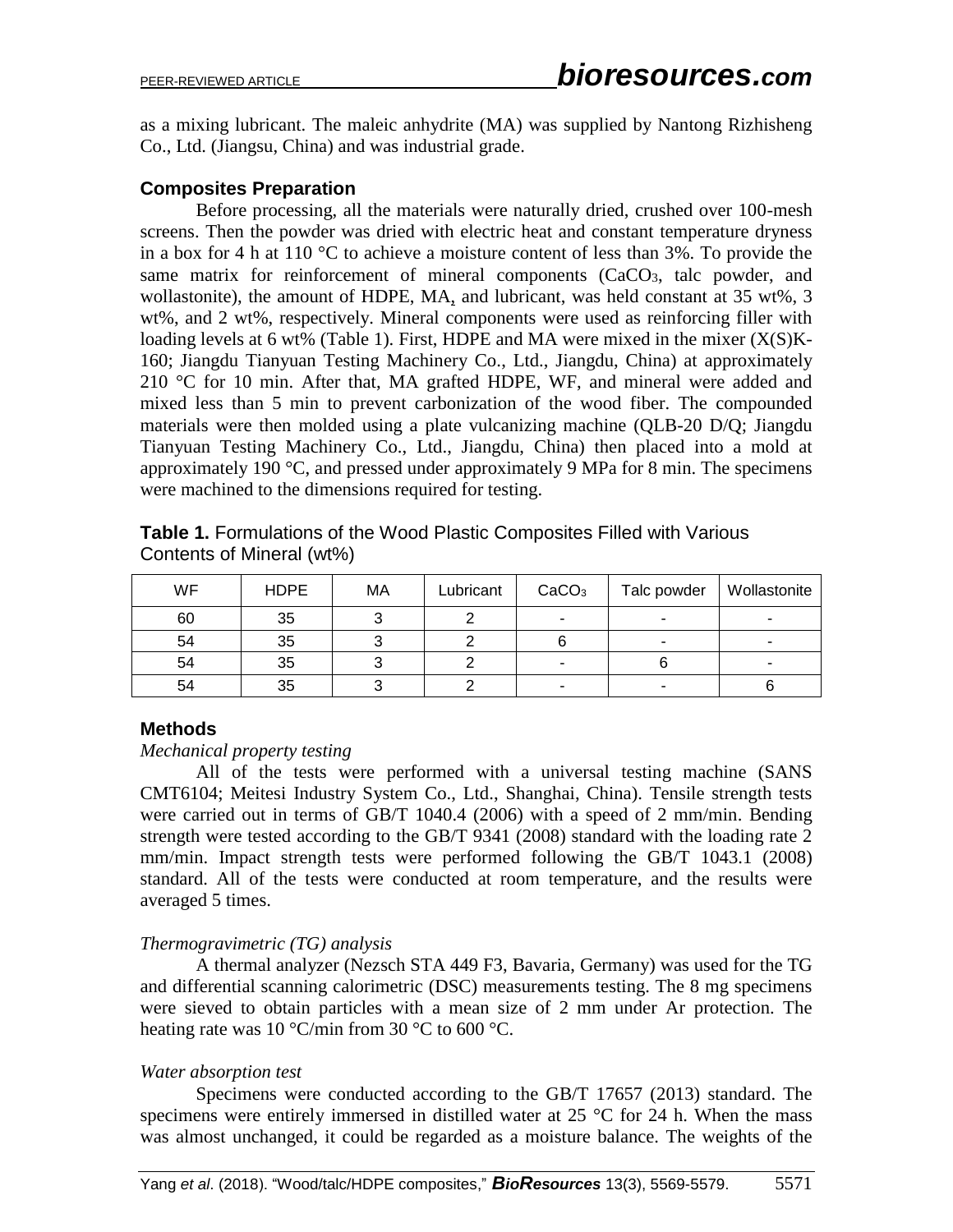as a mixing lubricant. The maleic anhydrite (MA) was supplied by Nantong Rizhisheng Co., Ltd. (Jiangsu, China) and was industrial grade.

### Composites Preparation

Before processing, all the materials were naturally dried, crushed over 100-mesh screens. Then the powder was dried with electric heat and constant temperature dryness in a box for 4 h at 110 °C to achieve a moisture content of less than 3%. To provide the same matrix for reinforcement of mineral components ($CaCO_3$, talc powder, and wollastonite), the amount of HDPE, MA, and lubricant, was held constant at 35 wt%, 3 wt%, and 2 wt%, respectively. Mineral components were used as reinforcing filler with loading levels at 6 wt% (Table 1). First, HDPE and MA were mixed in the mixer (X(S)K-160; Jiangdu Tianyuan Testing Machinery Co., Ltd., Jiangdu, China) at approximately 210 °C for 10 min. After that, MA grafted HDPE, WF, and mineral were added and mixed less than 5 min to prevent carbonization of the wood fiber. The compounded materials were then molded using a plate vulcanizing machine (QLB-20 D/Q; Jiangdu Tianyuan Testing Machinery Co., Ltd., Jiangdu, China) then placed into a mold at approximately 190 °C, and pressed under approximately 9 MPa for 8 min. The specimens were machined to the dimensions required for testing.

**Table 1.** Formulations of the Wood Plastic Composites Filled with Various Contents of Mineral (wt%)

| WF | HDPE | MA | Lubricant | $CaCO_3$ | Talc powder | Wollastonite |
|---|---|---|---|---|---|---|
| 60 | 35 | 3 | 2 | - | - | - |
| 54 | 35 | 3 | 2 | 6 | - | - |
| 54 | 35 | 3 | 2 | - | 6 | - |
| 54 | 35 | 3 | 2 | - | - | 6 |

### Methods

*Mechanical property testing*

All of the tests were performed with a universal testing machine (SANS CMT6104; Meitesi Industry System Co., Ltd., Shanghai, China). Tensile strength tests were carried out in terms of GB/T 1040.4 (2006) with a speed of 2 mm/min. Bending strength were tested according to the GB/T 9341 (2008) standard with the loading rate 2 mm/min. Impact strength tests were performed following the GB/T 1043.1 (2008) standard. All of the tests were conducted at room temperature, and the results were averaged 5 times.

*Thermogravimetric (TG) analysis*

A thermal analyzer (Nezsch STA 449 F3, Bavaria, Germany) was used for the TG and differential scanning calorimetric (DSC) measurements testing. The 8 mg specimens were sieved to obtain particles with a mean size of 2 mm under Ar protection. The heating rate was 10 °C/min from 30 °C to 600 °C.

*Water absorption test*

Specimens were conducted according to the GB/T 17657 (2013) standard. The specimens were entirely immersed in distilled water at 25 °C for 24 h. When the mass was almost unchanged, it could be regarded as a moisture balance. The weights of the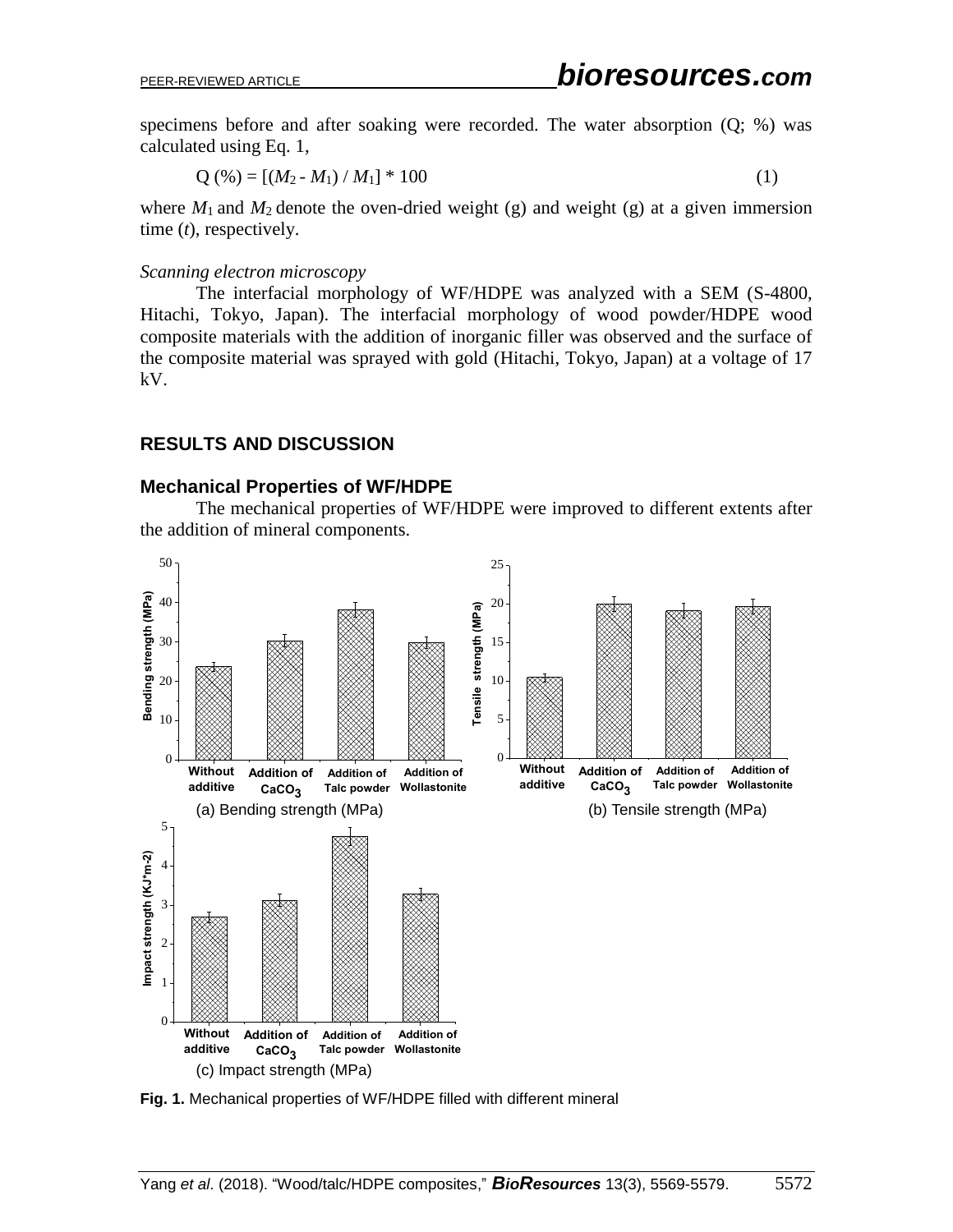specimens before and after soaking were recorded. The water absorption (Q; %) was calculated using Eq. 1,

$$Q\ (\%) = [(M_2 - M_1) / M_1] * 100 \tag{1}$$

where $M_1$ and $M_2$ denote the oven-dried weight (g) and weight (g) at a given immersion time ($t$), respectively.

*Scanning electron microscopy*

The interfacial morphology of WF/HDPE was analyzed with a SEM (S-4800, Hitachi, Tokyo, Japan). The interfacial morphology of wood powder/HDPE wood composite materials with the addition of inorganic filler was observed and the surface of the composite material was sprayed with gold (Hitachi, Tokyo, Japan) at a voltage of 17 kV.

## RESULTS AND DISCUSSION

### Mechanical Properties of WF/HDPE

The mechanical properties of WF/HDPE were improved to different extents after the addition of mineral components.

(a) Bending strength (MPa)

(b) Tensile strength (MPa)

(c) Impact strength (MPa)

**Fig. 1.** Mechanical properties of WF/HDPE filled with different mineral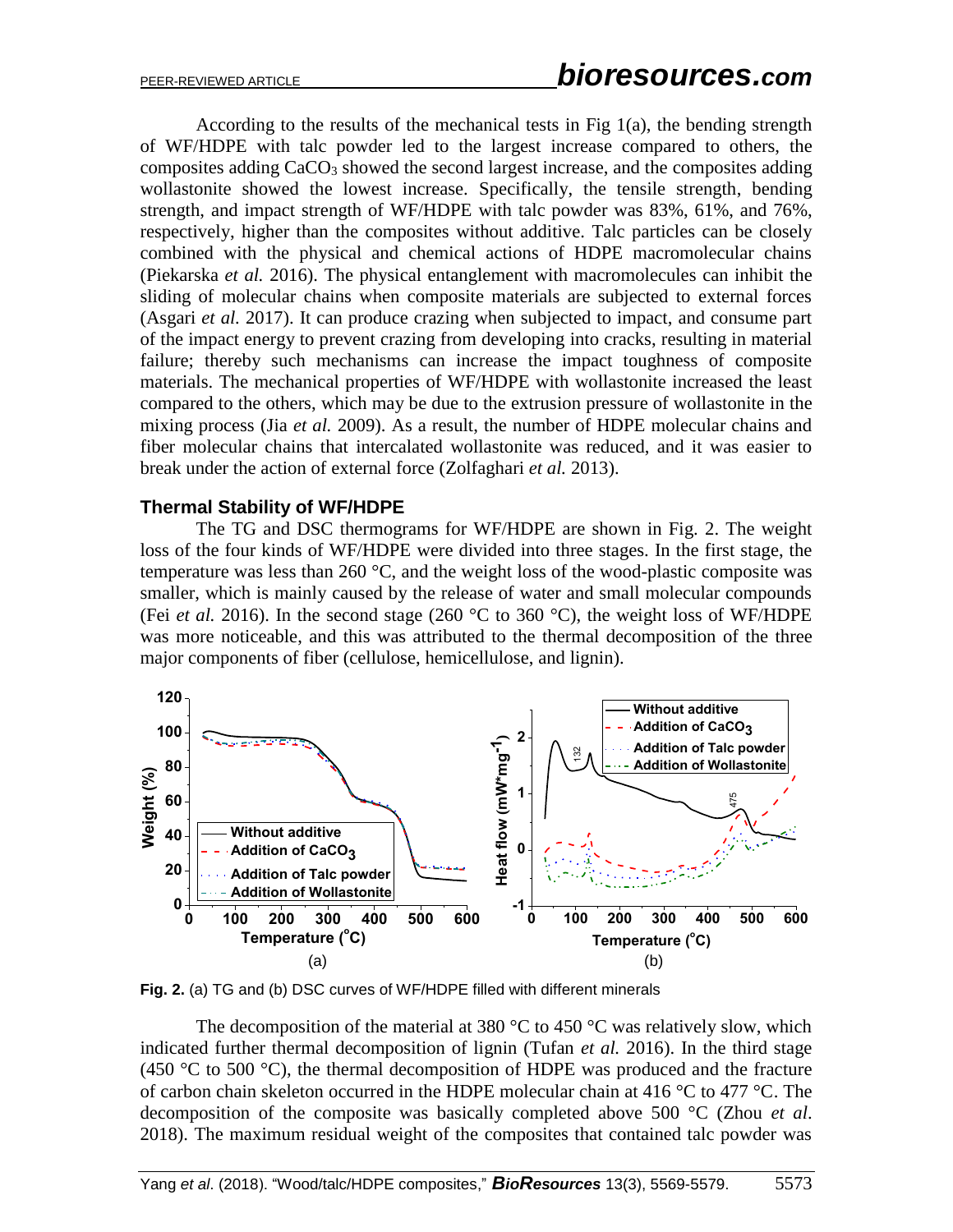According to the results of the mechanical tests in Fig 1(a), the bending strength of WF/HDPE with talc powder led to the largest increase compared to others, the composites adding $CaCO_3$ showed the second largest increase, and the composites adding wollastonite showed the lowest increase. Specifically, the tensile strength, bending strength, and impact strength of WF/HDPE with talc powder was 83%, 61%, and 76%, respectively, higher than the composites without additive. Talc particles can be closely combined with the physical and chemical actions of HDPE macromolecular chains (Piekarska *et al.* 2016). The physical entanglement with macromolecules can inhibit the sliding of molecular chains when composite materials are subjected to external forces (Asgari *et al.* 2017). It can produce crazing when subjected to impact, and consume part of the impact energy to prevent crazing from developing into cracks, resulting in material failure; thereby such mechanisms can increase the impact toughness of composite materials. The mechanical properties of WF/HDPE with wollastonite increased the least compared to the others, which may be due to the extrusion pressure of wollastonite in the mixing process (Jia *et al.* 2009). As a result, the number of HDPE molecular chains and fiber molecular chains that intercalated wollastonite was reduced, and it was easier to break under the action of external force (Zolfaghari *et al.* 2013).

## Thermal Stability of WF/HDPE

The TG and DSC thermograms for WF/HDPE are shown in Fig. 2. The weight loss of the four kinds of WF/HDPE were divided into three stages. In the first stage, the temperature was less than 260 °C, and the weight loss of the wood-plastic composite was smaller, which is mainly caused by the release of water and small molecular compounds (Fei *et al.* 2016). In the second stage (260 °C to 360 °C), the weight loss of WF/HDPE was more noticeable, and this was attributed to the thermal decomposition of the three major components of fiber (cellulose, hemicellulose, and lignin).

**Fig. 2.** (a) TG and (b) DSC curves of WF/HDPE filled with different minerals

The decomposition of the material at 380 °C to 450 °C was relatively slow, which indicated further thermal decomposition of lignin (Tufan *et al.* 2016). In the third stage (450 °C to 500 °C), the thermal decomposition of HDPE was produced and the fracture of carbon chain skeleton occurred in the HDPE molecular chain at 416 °C to 477 °C. The decomposition of the composite was basically completed above 500 °C (Zhou *et al.* 2018). The maximum residual weight of the composites that contained talc powder was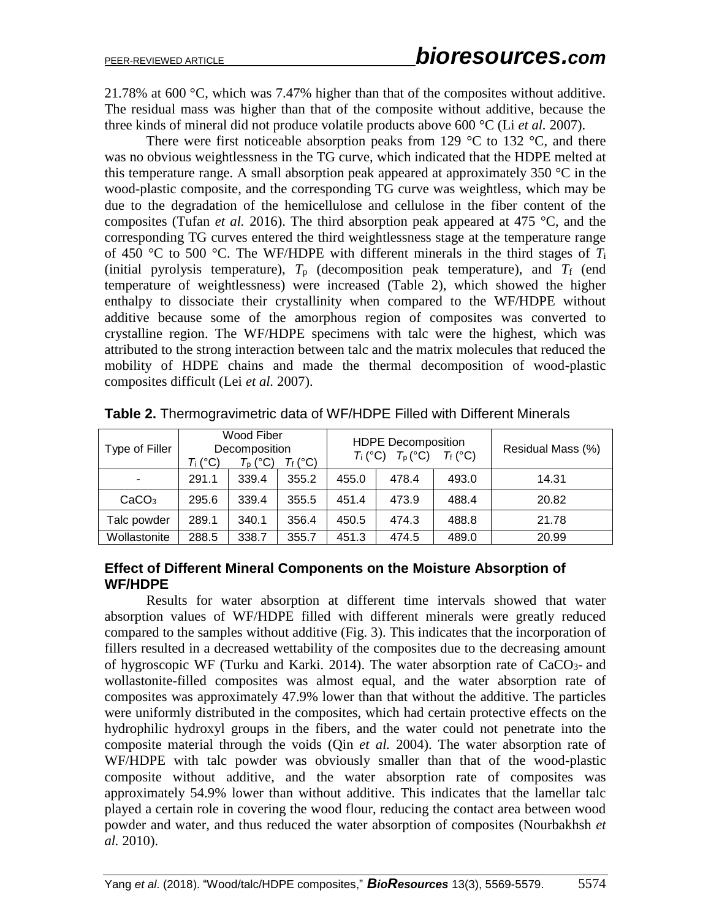21.78% at 600 °C, which was 7.47% higher than that of the composites without additive. The residual mass was higher than that of the composite without additive, because the three kinds of mineral did not produce volatile products above 600 °C (Li *et al.* 2007).

There were first noticeable absorption peaks from 129 °C to 132 °C, and there was no obvious weightlessness in the TG curve, which indicated that the HDPE melted at this temperature range. A small absorption peak appeared at approximately 350 °C in the wood-plastic composite, and the corresponding TG curve was weightless, which may be due to the degradation of the hemicellulose and cellulose in the fiber content of the composites (Tufan *et al.* 2016). The third absorption peak appeared at 475 °C, and the corresponding TG curves entered the third weightlessness stage at the temperature range of 450 °C to 500 °C. The WF/HDPE with different minerals in the third stages of $T_i$ (initial pyrolysis temperature), $T_p$ (decomposition peak temperature), and $T_f$ (end temperature of weightlessness) were increased (Table 2), which showed the higher enthalpy to dissociate their crystallinity when compared to the WF/HDPE without additive because some of the amorphous region of composites was converted to crystalline region. The WF/HDPE specimens with talc were the highest, which was attributed to the strong interaction between talc and the matrix molecules that reduced the mobility of HDPE chains and made the thermal decomposition of wood-plastic composites difficult (Lei *et al.* 2007).

**Table 2.** Thermogravimetric data of WF/HDPE Filled with Different Minerals

| Type of Filler | Wood Fiber Decomposition | | | HDPE Decomposition | | | Residual Mass (%) |
|---|---|---|---|---|---|---|---|
| | $T_i$ (°C) | $T_p$ (°C) | $T_f$ (°C) | $T_i$ (°C) | $T_p$ (°C) | $T_f$ (°C) | |
| - | 291.1 | 339.4 | 355.2 | 455.0 | 478.4 | 493.0 | 14.31 |
| $CaCO_3$ | 295.6 | 339.4 | 355.5 | 451.4 | 473.9 | 488.4 | 20.82 |
| Talc powder | 289.1 | 340.1 | 356.4 | 450.5 | 474.3 | 488.8 | 21.78 |
| Wollastonite | 288.5 | 338.7 | 355.7 | 451.3 | 474.5 | 489.0 | 20.99 |

## Effect of Different Mineral Components on the Moisture Absorption of WF/HDPE

Results for water absorption at different time intervals showed that water absorption values of WF/HDPE filled with different minerals were greatly reduced compared to the samples without additive (Fig. 3). This indicates that the incorporation of fillers resulted in a decreased wettability of the composites due to the decreasing amount of hygroscopic WF (Turku and Karki. 2014). The water absorption rate of $CaCO_3$- and wollastonite-filled composites was almost equal, and the water absorption rate of composites was approximately 47.9% lower than that without the additive. The particles were uniformly distributed in the composites, which had certain protective effects on the hydrophilic hydroxyl groups in the fibers, and the water could not penetrate into the composite material through the voids (Qin *et al.* 2004). The water absorption rate of WF/HDPE with talc powder was obviously smaller than that of the wood-plastic composite without additive, and the water absorption rate of composites was approximately 54.9% lower than without additive. This indicates that the lamellar talc played a certain role in covering the wood flour, reducing the contact area between wood powder and water, and thus reduced the water absorption of composites (Nourbakhsh *et al.* 2010).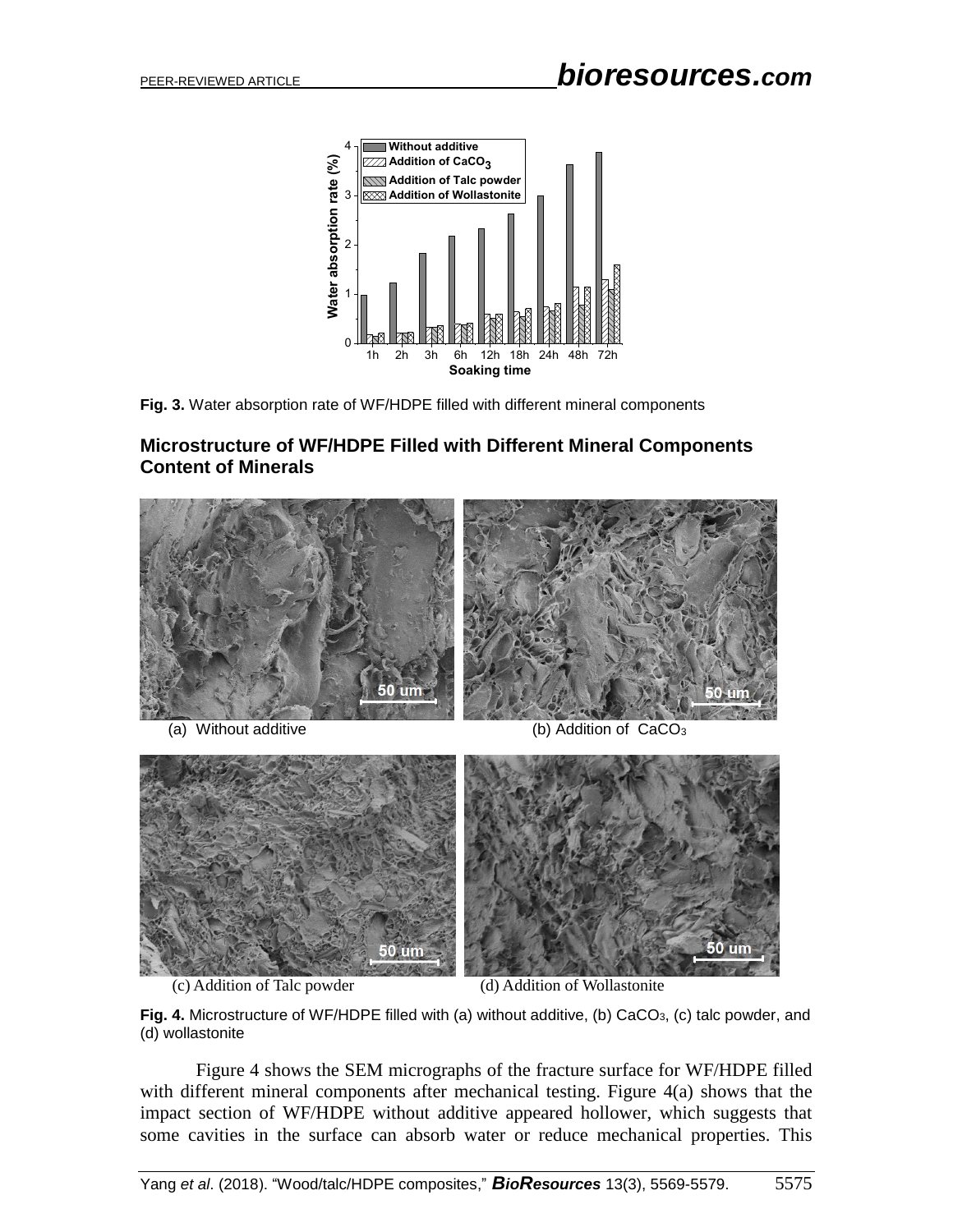**Fig. 3.** Water absorption rate of WF/HDPE filled with different mineral components

## Microstructure of WF/HDPE Filled with Different Mineral Components Content of Minerals

(a) Without additive

(b) Addition of $CaCO_3$

(c) Addition of Talc powder

(d) Addition of Wollastonite

**Fig. 4.** Microstructure of WF/HDPE filled with (a) without additive, (b) $CaCO_3$, (c) talc powder, and (d) wollastonite

Figure 4 shows the SEM micrographs of the fracture surface for WF/HDPE filled with different mineral components after mechanical testing. Figure 4(a) shows that the impact section of WF/HDPE without additive appeared hollower, which suggests that some cavities in the surface can absorb water or reduce mechanical properties. This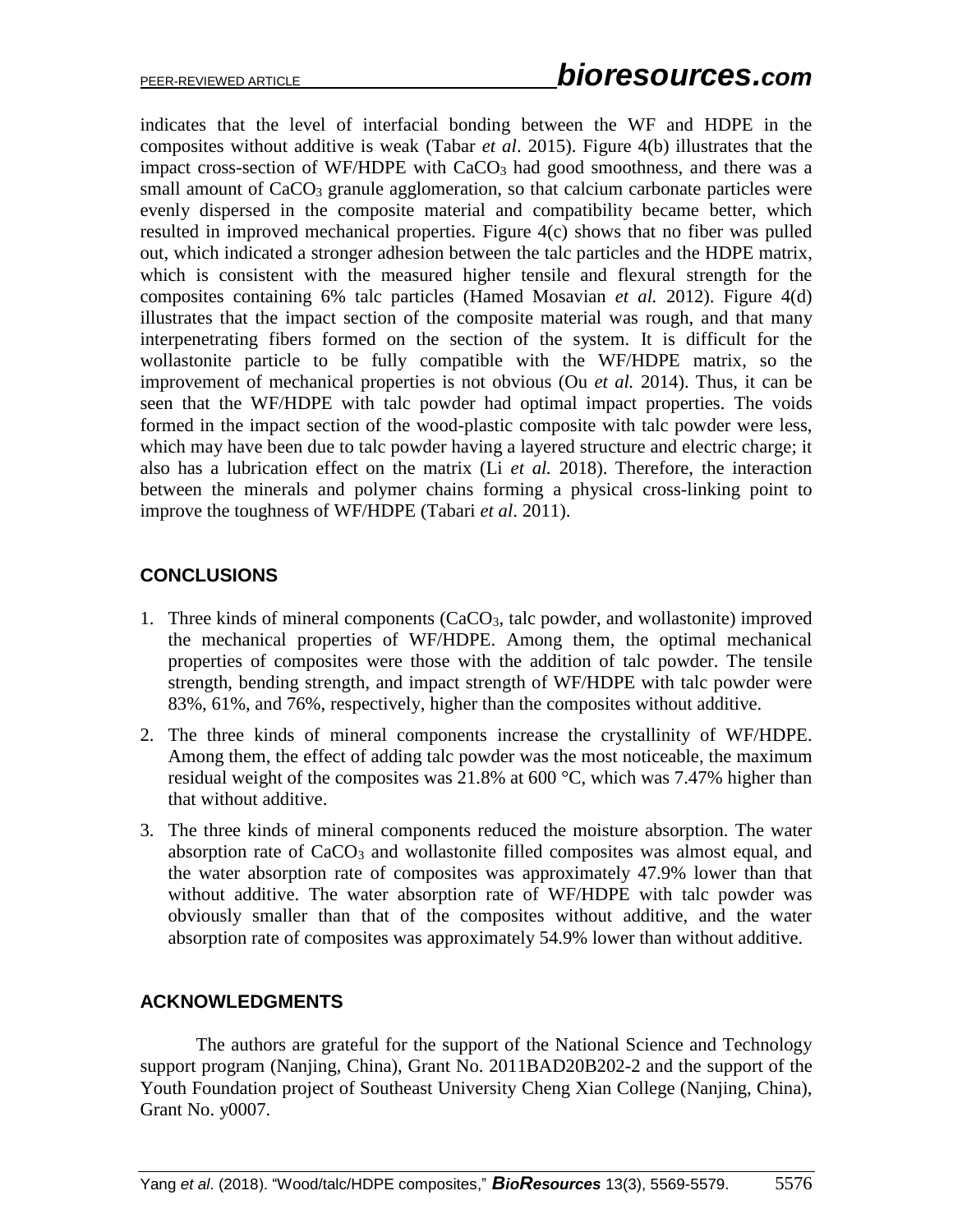indicates that the level of interfacial bonding between the WF and HDPE in the composites without additive is weak (Tabar *et al*. 2015). Figure 4(b) illustrates that the impact cross-section of WF/HDPE with $CaCO_3$ had good smoothness, and there was a small amount of $CaCO_3$ granule agglomeration, so that calcium carbonate particles were evenly dispersed in the composite material and compatibility became better, which resulted in improved mechanical properties. Figure 4(c) shows that no fiber was pulled out, which indicated a stronger adhesion between the talc particles and the HDPE matrix, which is consistent with the measured higher tensile and flexural strength for the composites containing 6% talc particles (Hamed Mosavian *et al.* 2012). Figure 4(d) illustrates that the impact section of the composite material was rough, and that many interpenetrating fibers formed on the section of the system. It is difficult for the wollastonite particle to be fully compatible with the WF/HDPE matrix, so the improvement of mechanical properties is not obvious (Ou *et al.* 2014). Thus, it can be seen that the WF/HDPE with talc powder had optimal impact properties. The voids formed in the impact section of the wood-plastic composite with talc powder were less, which may have been due to talc powder having a layered structure and electric charge; it also has a lubrication effect on the matrix (Li *et al.* 2018). Therefore, the interaction between the minerals and polymer chains forming a physical cross-linking point to improve the toughness of WF/HDPE (Tabari *et al*. 2011).

## CONCLUSIONS

1. Three kinds of mineral components ($CaCO_3$, talc powder, and wollastonite) improved the mechanical properties of WF/HDPE. Among them, the optimal mechanical properties of composites were those with the addition of talc powder. The tensile strength, bending strength, and impact strength of WF/HDPE with talc powder were 83%, 61%, and 76%, respectively, higher than the composites without additive.
2. The three kinds of mineral components increase the crystallinity of WF/HDPE. Among them, the effect of adding talc powder was the most noticeable, the maximum residual weight of the composites was 21.8% at 600 °C, which was 7.47% higher than that without additive.
3. The three kinds of mineral components reduced the moisture absorption. The water absorption rate of $CaCO_3$ and wollastonite filled composites was almost equal, and the water absorption rate of composites was approximately 47.9% lower than that without additive. The water absorption rate of WF/HDPE with talc powder was obviously smaller than that of the composites without additive, and the water absorption rate of composites was approximately 54.9% lower than without additive.

## ACKNOWLEDGMENTS

The authors are grateful for the support of the National Science and Technology support program (Nanjing, China), Grant No. 2011BAD20B202-2 and the support of the Youth Foundation project of Southeast University Cheng Xian College (Nanjing, China), Grant No. y0007.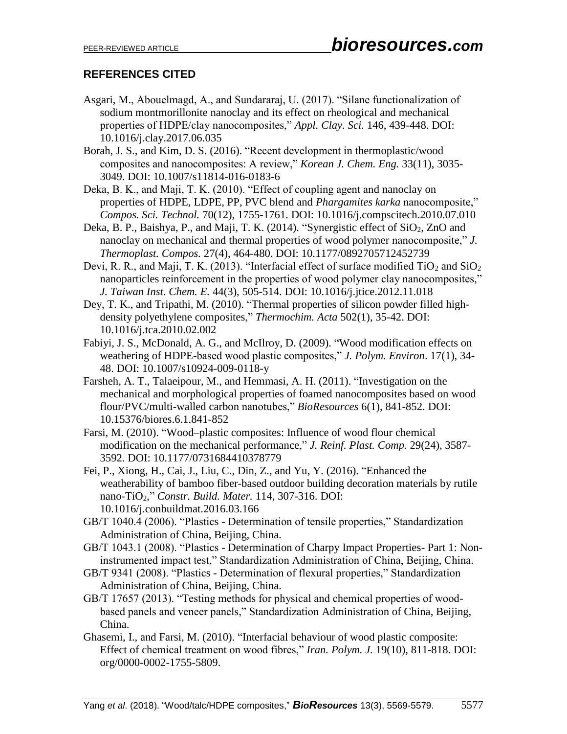## REFERENCES CITED

Asgari, M., Abouelmagd, A., and Sundararaj, U. (2017). "Silane functionalization of sodium montmorillonite nanoclay and its effect on rheological and mechanical properties of HDPE/clay nanocomposites," *Appl. Clay. Sci.* 146, 439-448. DOI: 10.1016/j.clay.2017.06.035

Borah, J. S., and Kim, D. S. (2016). "Recent development in thermoplastic/wood composites and nanocomposites: A review," *Korean J. Chem. Eng.* 33(11), 3035-3049. DOI: 10.1007/s11814-016-0183-6

Deka, B. K., and Maji, T. K. (2010). "Effect of coupling agent and nanoclay on properties of HDPE, LDPE, PP, PVC blend and *Phargamites karka* nanocomposite," *Compos. Sci. Technol.* 70(12), 1755-1761. DOI: 10.1016/j.compscitech.2010.07.010

Deka, B. P., Baishya, P., and Maji, T. K. (2014). "Synergistic effect of $SiO_2$, ZnO and nanoclay on mechanical and thermal properties of wood polymer nanocomposite," *J. Thermoplast. Compos.* 27(4), 464-480. DOI: 10.1177/0892705712452739

Devi, R. R., and Maji, T. K. (2013). "Interfacial effect of surface modified $TiO_2$ and $SiO_2$ nanoparticles reinforcement in the properties of wood polymer clay nanocomposites," *J. Taiwan Inst. Chem. E.* 44(3), 505-514. DOI: 10.1016/j.jtice.2012.11.018

Dey, T. K., and Tripathi, M. (2010). "Thermal properties of silicon powder filled high-density polyethylene composites," *Thermochim. Acta* 502(1), 35-42. DOI: 10.1016/j.tca.2010.02.002

Fabiyi, J. S., McDonald, A. G., and McIlroy, D. (2009). "Wood modification effects on weathering of HDPE-based wood plastic composites," *J. Polym. Environ*. 17(1), 34-48. DOI: 10.1007/s10924-009-0118-y

Farsheh, A. T., Talaeipour, M., and Hemmasi, A. H. (2011). "Investigation on the mechanical and morphological properties of foamed nanocomposites based on wood flour/PVC/multi-walled carbon nanotubes," *BioResources* 6(1), 841-852. DOI: 10.15376/biores.6.1.841-852

Farsi, M. (2010). "Wood–plastic composites: Influence of wood flour chemical modification on the mechanical performance," *J. Reinf. Plast. Comp.* 29(24), 3587-3592. DOI: 10.1177/0731684410378779

Fei, P., Xiong, H., Cai, J., Liu, C., Din, Z., and Yu, Y. (2016). "Enhanced the weatherability of bamboo fiber-based outdoor building decoration materials by rutile nano-$TiO_2$," *Constr. Build. Mater.* 114, 307-316. DOI: 10.1016/j.conbuildmat.2016.03.166

GB/T 1040.4 (2006). "Plastics - Determination of tensile properties," Standardization Administration of China, Beijing, China.

GB/T 1043.1 (2008). "Plastics - Determination of Charpy Impact Properties- Part 1: Non-instrumented impact test," Standardization Administration of China, Beijing, China.

GB/T 9341 (2008). "Plastics - Determination of flexural properties," Standardization Administration of China, Beijing, China.

GB/T 17657 (2013). "Testing methods for physical and chemical properties of wood-based panels and veneer panels," Standardization Administration of China, Beijing, China.

Ghasemi, I., and Farsi, M. (2010). "Interfacial behaviour of wood plastic composite: Effect of chemical treatment on wood fibres," *Iran. Polym. J.* 19(10), 811-818. DOI: org/0000-0002-1755-5809.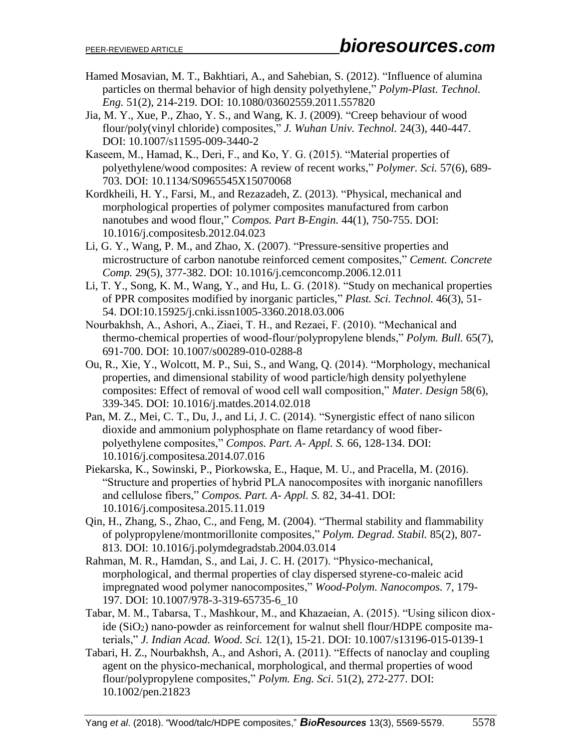Hamed Mosavian, M. T., Bakhtiari, A., and Sahebian, S. (2012). "Influence of alumina particles on thermal behavior of high density polyethylene," *Polym-Plast. Technol. Eng.* 51(2), 214-219. DOI: 10.1080/03602559.2011.557820

Jia, M. Y., Xue, P., Zhao, Y. S., and Wang, K. J. (2009). "Creep behaviour of wood flour/poly(vinyl chloride) composites," *J. Wuhan Univ. Technol.* 24(3), 440-447. DOI: 10.1007/s11595-009-3440-2

Kaseem, M., Hamad, K., Deri, F., and Ko, Y. G. (2015). "Material properties of polyethylene/wood composites: A review of recent works," *Polymer. Sci.* 57(6), 689-703. DOI: 10.1134/S0965545X15070068

Kordkheili, H. Y., Farsi, M., and Rezazadeh, Z. (2013). "Physical, mechanical and morphological properties of polymer composites manufactured from carbon nanotubes and wood flour," *Compos. Part B-Engin.* 44(1), 750-755. DOI: 10.1016/j.compositesb.2012.04.023

Li, G. Y., Wang, P. M., and Zhao, X. (2007). "Pressure-sensitive properties and microstructure of carbon nanotube reinforced cement composites," *Cement. Concrete Comp.* 29(5), 377-382. DOI: 10.1016/j.cemconcomp.2006.12.011

Li, T. Y., Song, K. M., Wang, Y., and Hu, L. G. (2018). "Study on mechanical properties of PPR composites modified by inorganic particles," *Plast. Sci. Technol.* 46(3), 51-54. DOI:10.15925/j.cnki.issn1005-3360.2018.03.006

Nourbakhsh, A., Ashori, A., Ziaei, T. H., and Rezaei, F. (2010). "Mechanical and thermo-chemical properties of wood-flour/polypropylene blends," *Polym. Bull.* 65(7), 691-700. DOI: 10.1007/s00289-010-0288-8

Ou, R., Xie, Y., Wolcott, M. P., Sui, S., and Wang, Q. (2014). "Morphology, mechanical properties, and dimensional stability of wood particle/high density polyethylene composites: Effect of removal of wood cell wall composition," *Mater. Design* 58(6), 339-345. DOI: 10.1016/j.matdes.2014.02.018

Pan, M. Z., Mei, C. T., Du, J., and Li, J. C. (2014). "Synergistic effect of nano silicon dioxide and ammonium polyphosphate on flame retardancy of wood fiber-polyethylene composites," *Compos. Part. A- Appl. S.* 66, 128-134. DOI: 10.1016/j.compositesa.2014.07.016

Piekarska, K., Sowinski, P., Piorkowska, E., Haque, M. U., and Pracella, M. (2016). "Structure and properties of hybrid PLA nanocomposites with inorganic nanofillers and cellulose fibers," *Compos. Part. A- Appl. S.* 82, 34-41. DOI: 10.1016/j.compositesa.2015.11.019

Qin, H., Zhang, S., Zhao, C., and Feng, M. (2004). "Thermal stability and flammability of polypropylene/montmorillonite composites," *Polym. Degrad. Stabil.* 85(2), 807-813. DOI: 10.1016/j.polymdegradstab.2004.03.014

Rahman, M. R., Hamdan, S., and Lai, J. C. H. (2017). "Physico-mechanical, morphological, and thermal properties of clay dispersed styrene-co-maleic acid impregnated wood polymer nanocomposites," *Wood-Polym. Nanocompos.* 7, 179-197. DOI: 10.1007/978-3-319-65735-6_10

Tabar, M. M., Tabarsa, T., Mashkour, M., and Khazaeian, A. (2015). "Using silicon dioxide ($SiO_2$) nano-powder as reinforcement for walnut shell flour/HDPE composite materials," *J. Indian Acad. Wood. Sci.* 12(1), 15-21. DOI: 10.1007/s13196-015-0139-1

Tabari, H. Z., Nourbakhsh, A., and Ashori, A. (2011). "Effects of nanoclay and coupling agent on the physico-mechanical, morphological, and thermal properties of wood flour/polypropylene composites," *Polym. Eng. Sci.* 51(2), 272-277. DOI: 10.1002/pen.21823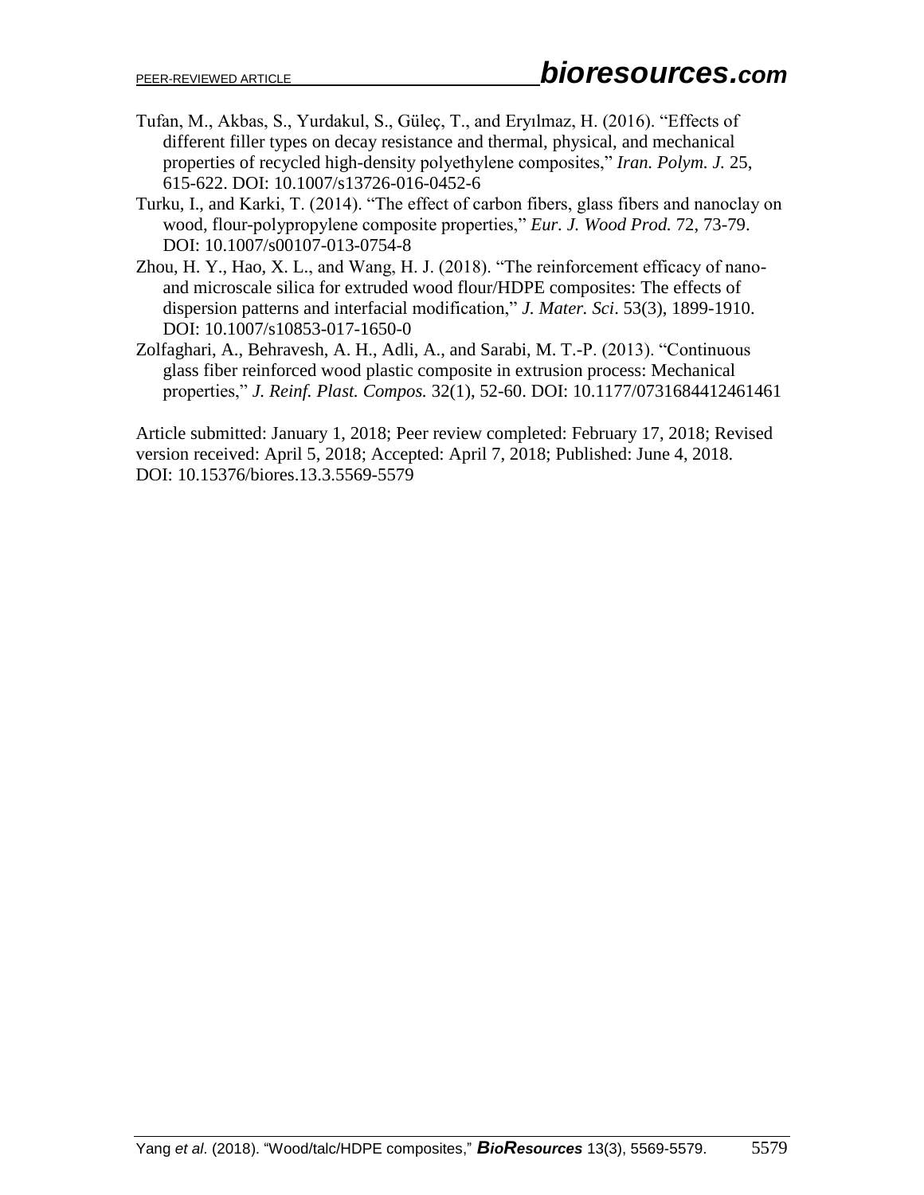Tufan, M., Akbas, S., Yurdakul, S., Güleç, T., and Eryılmaz, H. (2016). "Effects of different filler types on decay resistance and thermal, physical, and mechanical properties of recycled high-density polyethylene composites," *Iran. Polym. J.* 25, 615-622. DOI: 10.1007/s13726-016-0452-6

Turku, I., and Karki, T. (2014). "The effect of carbon fibers, glass fibers and nanoclay on wood, flour-polypropylene composite properties," *Eur. J. Wood Prod.* 72, 73-79. DOI: 10.1007/s00107-013-0754-8

Zhou, H. Y., Hao, X. L., and Wang, H. J. (2018). "The reinforcement efficacy of nano- and microscale silica for extruded wood flour/HDPE composites: The effects of dispersion patterns and interfacial modification," *J. Mater. Sci*. 53(3), 1899-1910. DOI: 10.1007/s10853-017-1650-0

Zolfaghari, A., Behravesh, A. H., Adli, A., and Sarabi, M. T.-P. (2013). "Continuous glass fiber reinforced wood plastic composite in extrusion process: Mechanical properties," *J. Reinf. Plast. Compos.* 32(1), 52-60. DOI: 10.1177/0731684412461461

Article submitted: January 1, 2018; Peer review completed: February 17, 2018; Revised version received: April 5, 2018; Accepted: April 7, 2018; Published: June 4, 2018.
DOI: 10.15376/biores.13.3.5569-5579